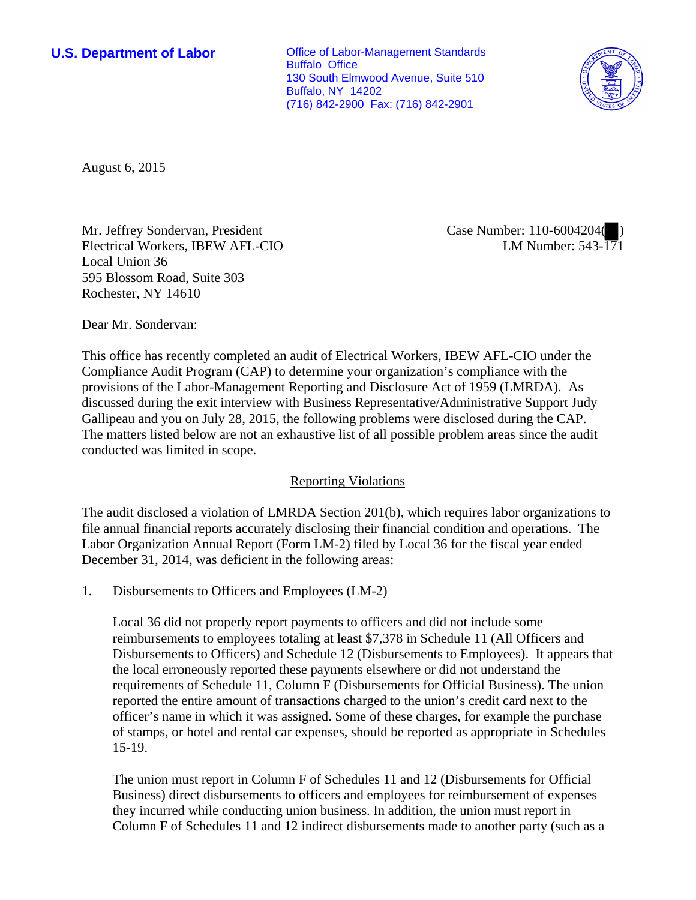**U.S. Department of Labor**

Office of Labor-Management Standards
Buffalo Office
130 South Elmwood Avenue, Suite 510
Buffalo, NY 14202
(716) 842-2900 Fax: (716) 842-2901

August 6, 2015

Mr. Jeffrey Sondervan, President
Electrical Workers, IBEW AFL-CIO
Local Union 36
595 Blossom Road, Suite 303
Rochester, NY 14610

Case Number: 110-6004204(██)
LM Number: 543-171

Dear Mr. Sondervan:

This office has recently completed an audit of Electrical Workers, IBEW AFL-CIO under the Compliance Audit Program (CAP) to determine your organization's compliance with the provisions of the Labor-Management Reporting and Disclosure Act of 1959 (LMRDA). As discussed during the exit interview with Business Representative/Administrative Support Judy Gallipeau and you on July 28, 2015, the following problems were disclosed during the CAP. The matters listed below are not an exhaustive list of all possible problem areas since the audit conducted was limited in scope.

## Reporting Violations

The audit disclosed a violation of LMRDA Section 201(b), which requires labor organizations to file annual financial reports accurately disclosing their financial condition and operations. The Labor Organization Annual Report (Form LM-2) filed by Local 36 for the fiscal year ended December 31, 2014, was deficient in the following areas:

1. Disbursements to Officers and Employees (LM-2)

   Local 36 did not properly report payments to officers and did not include some reimbursements to employees totaling at least $7,378 in Schedule 11 (All Officers and Disbursements to Officers) and Schedule 12 (Disbursements to Employees). It appears that the local erroneously reported these payments elsewhere or did not understand the requirements of Schedule 11, Column F (Disbursements for Official Business). The union reported the entire amount of transactions charged to the union's credit card next to the officer's name in which it was assigned. Some of these charges, for example the purchase of stamps, or hotel and rental car expenses, should be reported as appropriate in Schedules 15-19.

   The union must report in Column F of Schedules 11 and 12 (Disbursements for Official Business) direct disbursements to officers and employees for reimbursement of expenses they incurred while conducting union business. In addition, the union must report in Column F of Schedules 11 and 12 indirect disbursements made to another party (such as a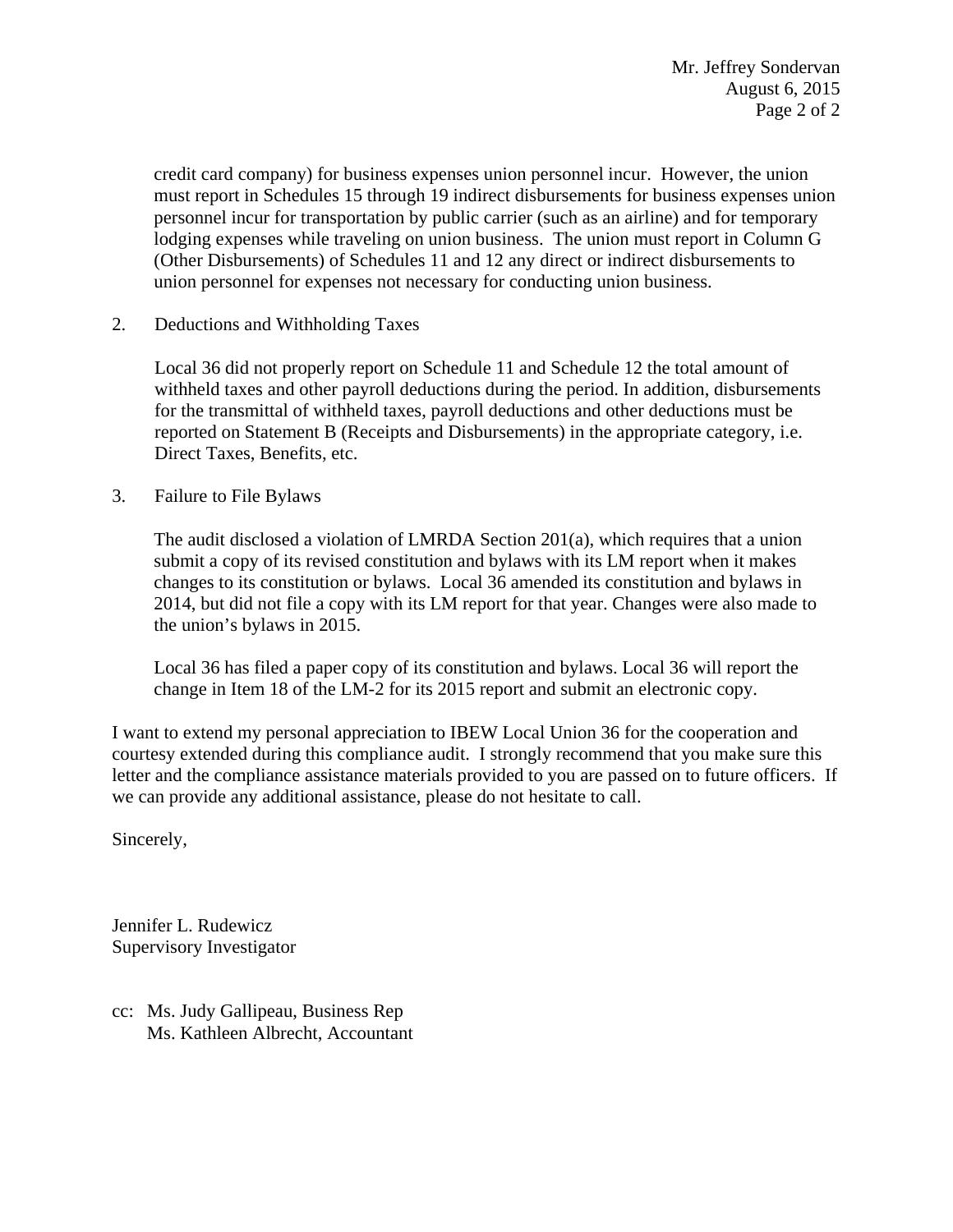credit card company) for business expenses union personnel incur. However, the union must report in Schedules 15 through 19 indirect disbursements for business expenses union personnel incur for transportation by public carrier (such as an airline) and for temporary lodging expenses while traveling on union business. The union must report in Column G (Other Disbursements) of Schedules 11 and 12 any direct or indirect disbursements to union personnel for expenses not necessary for conducting union business.

2. Deductions and Withholding Taxes

   Local 36 did not properly report on Schedule 11 and Schedule 12 the total amount of withheld taxes and other payroll deductions during the period. In addition, disbursements for the transmittal of withheld taxes, payroll deductions and other deductions must be reported on Statement B (Receipts and Disbursements) in the appropriate category, i.e. Direct Taxes, Benefits, etc.

3. Failure to File Bylaws

   The audit disclosed a violation of LMRDA Section 201(a), which requires that a union submit a copy of its revised constitution and bylaws with its LM report when it makes changes to its constitution or bylaws. Local 36 amended its constitution and bylaws in 2014, but did not file a copy with its LM report for that year. Changes were also made to the union's bylaws in 2015.

   Local 36 has filed a paper copy of its constitution and bylaws. Local 36 will report the change in Item 18 of the LM-2 for its 2015 report and submit an electronic copy.

I want to extend my personal appreciation to IBEW Local Union 36 for the cooperation and courtesy extended during this compliance audit. I strongly recommend that you make sure this letter and the compliance assistance materials provided to you are passed on to future officers. If we can provide any additional assistance, please do not hesitate to call.

Sincerely,

Jennifer L. Rudewicz
Supervisory Investigator

cc: Ms. Judy Gallipeau, Business Rep
    Ms. Kathleen Albrecht, Accountant